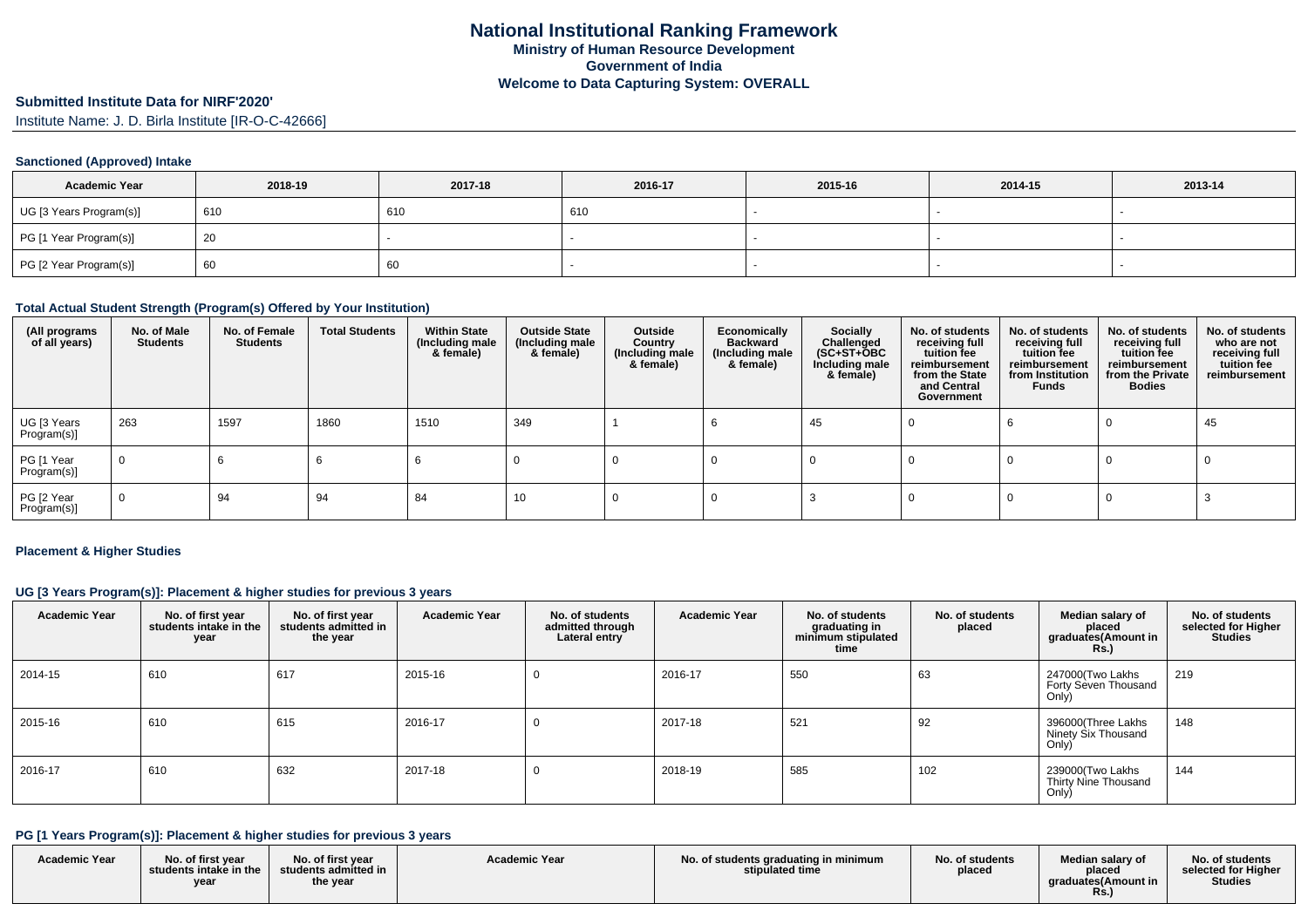# National Institutional Ranking Framework

**Ministry of Human Resource Development**

**Government of India**

**Welcome to Data Capturing System: OVERALL**

## Submitted Institute Data for NIRF'2020'

Institute Name: J. D. Birla Institute [IR-O-C-42666]

### Sanctioned (Approved) Intake

| Academic Year | 2018-19 | 2017-18 | 2016-17 | 2015-16 | 2014-15 | 2013-14 |
|---|---|---|---|---|---|---|
| UG [3 Years Program(s)] | 610 | 610 | 610 | - | - | - |
| PG [1 Year Program(s)] | 20 | - | - | - | - | - |
| PG [2 Year Program(s)] | 60 | 60 | - | - | - | - |

### Total Actual Student Strength (Program(s) Offered by Your Institution)

| (All programs of all years) | No. of Male Students | No. of Female Students | Total Students | Within State (Including male & female) | Outside State (Including male & female) | Outside Country (Including male & female) | Economically Backward (Including male & female) | Socially Challenged (SC+ST+OBC Including male & female) | No. of students receiving full tuition fee reimbursement from the State and Central Government | No. of students receiving full tuition fee reimbursement from Institution Funds | No. of students receiving full tuition fee reimbursement from the Private Bodies | No. of students who are not receiving full tuition fee reimbursement |
|---|---|---|---|---|---|---|---|---|---|---|---|---|
| UG [3 Years Program(s)] | 263 | 1597 | 1860 | 1510 | 349 | 1 | 6 | 45 | 0 | 6 | 0 | 45 |
| PG [1 Year Program(s)] | 0 | 6 | 6 | 6 | 0 | 0 | 0 | 0 | 0 | 0 | 0 | 0 |
| PG [2 Year Program(s)] | 0 | 94 | 94 | 84 | 10 | 0 | 0 | 3 | 0 | 0 | 0 | 3 |

### Placement & Higher Studies

#### UG [3 Years Program(s)]: Placement & higher studies for previous 3 years

| Academic Year | No. of first year students intake in the year | No. of first year students admitted in the year | Academic Year | No. of students admitted through Lateral entry | Academic Year | No. of students graduating in minimum stipulated time | No. of students placed | Median salary of placed graduates(Amount in Rs.) | No. of students selected for Higher Studies |
|---|---|---|---|---|---|---|---|---|---|
| 2014-15 | 610 | 617 | 2015-16 | 0 | 2016-17 | 550 | 63 | 247000(Two Lakhs Forty Seven Thousand Only) | 219 |
| 2015-16 | 610 | 615 | 2016-17 | 0 | 2017-18 | 521 | 92 | 396000(Three Lakhs Ninety Six Thousand Only) | 148 |
| 2016-17 | 610 | 632 | 2017-18 | 0 | 2018-19 | 585 | 102 | 239000(Two Lakhs Thirty Nine Thousand Only) | 144 |

#### PG [1 Years Program(s)]: Placement & higher studies for previous 3 years

| Academic Year | No. of first year students intake in the year | No. of first year students admitted in the year | Academic Year | No. of students graduating in minimum stipulated time | No. of students placed | Median salary of placed graduates(Amount in Rs.) | No. of students selected for Higher Studies |
|---|---|---|---|---|---|---|---|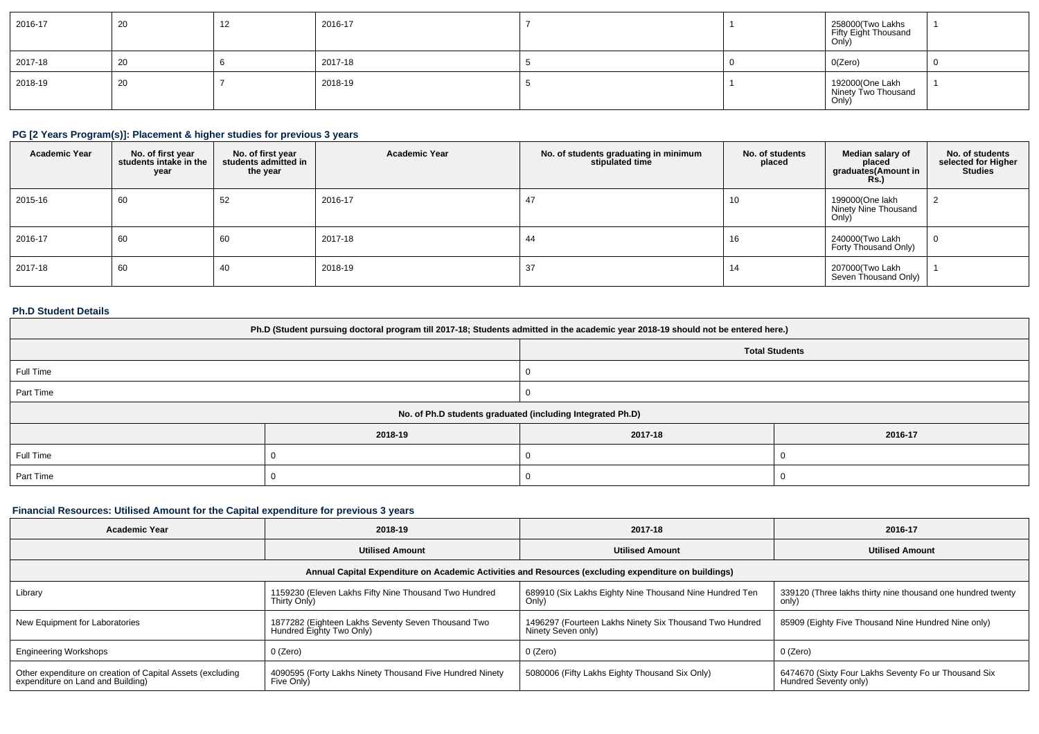| 2016-17 | 20 | 12 | 2016-17 | 7 | 1 | 258000(Two Lakhs Fifty Eight Thousand Only) | 1 |
|---|---|---|---|---|---|---|---|
| 2017-18 | 20 | 6 | 2017-18 | 5 | 0 | 0(Zero) | 0 |
| 2018-19 | 20 | 7 | 2018-19 | 5 | 1 | 192000(One Lakh Ninety Two Thousand Only) | 1 |

### PG [2 Years Program(s)]: Placement & higher studies for previous 3 years

| Academic Year | No. of first year students intake in the year | No. of first year students admitted in the year | Academic Year | No. of students graduating in minimum stipulated time | No. of students placed | Median salary of placed graduates(Amount in Rs.) | No. of students selected for Higher Studies |
|---|---|---|---|---|---|---|---|
| 2015-16 | 60 | 52 | 2016-17 | 47 | 10 | 199000(One lakh Ninety Nine Thousand Only) | 2 |
| 2016-17 | 60 | 60 | 2017-18 | 44 | 16 | 240000(Two Lakh Forty Thousand Only) | 0 |
| 2017-18 | 60 | 40 | 2018-19 | 37 | 14 | 207000(Two Lakh Seven Thousand Only) | 1 |

### Ph.D Student Details

| Ph.D (Student pursuing doctoral program till 2017-18; Students admitted in the academic year 2018-19 should not be entered here.) | | | |
|---|---|---|---|
| | Total Students | | |
| Full Time | 0 | | |
| Part Time | 0 | | |
| No. of Ph.D students graduated (including Integrated Ph.D) | | | |
| | 2018-19 | 2017-18 | 2016-17 |
| Full Time | 0 | 0 | 0 |
| Part Time | 0 | 0 | 0 |

### Financial Resources: Utilised Amount for the Capital expenditure for previous 3 years

| Academic Year | 2018-19 | 2017-18 | 2016-17 |
|---|---|---|---|
| | Utilised Amount | Utilised Amount | Utilised Amount |
| Annual Capital Expenditure on Academic Activities and Resources (excluding expenditure on buildings) | | | |
| Library | 1159230 (Eleven Lakhs Fifty Nine Thousand Two Hundred Thirty Only) | 689910 (Six Lakhs Eighty Nine Thousand Nine Hundred Ten Only) | 339120 (Three lakhs thirty nine thousand one hundred twenty only) |
| New Equipment for Laboratories | 1877282 (Eighteen Lakhs Seventy Seven Thousand Two Hundred Eighty Two Only) | 1496297 (Fourteen Lakhs Ninety Six Thousand Two Hundred Ninety Seven only) | 85909 (Eighty Five Thousand Nine Hundred Nine only) |
| Engineering Workshops | 0 (Zero) | 0 (Zero) | 0 (Zero) |
| Other expenditure on creation of Capital Assets (excluding expenditure on Land and Building) | 4090595 (Forty Lakhs Ninety Thousand Five Hundred Ninety Five Only) | 5080006 (Fifty Lakhs Eighty Thousand Six Only) | 6474670 (Sixty Four Lakhs Seventy Fo ur Thousand Six Hundred Seventy only) |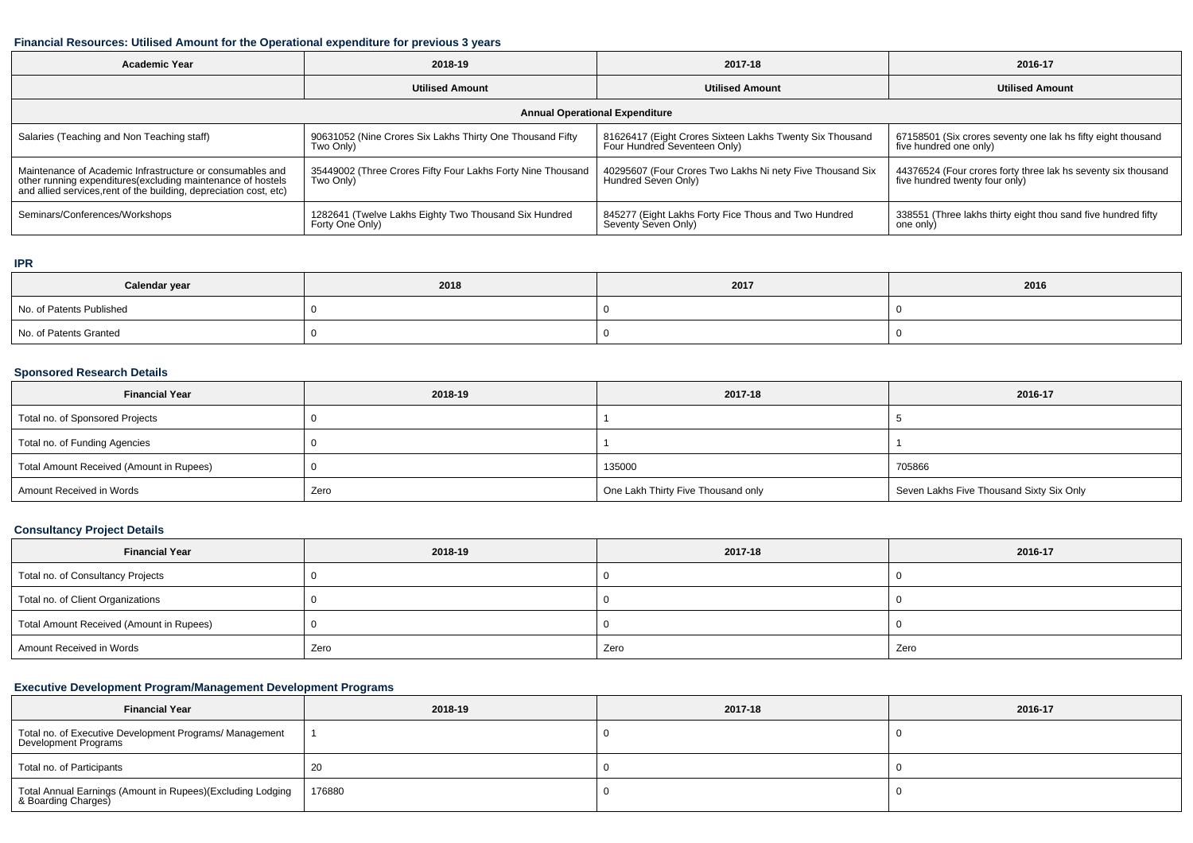### Financial Resources: Utilised Amount for the Operational expenditure for previous 3 years

| Academic Year | 2018-19 | 2017-18 | 2016-17 |
|---|---|---|---|
| | Utilised Amount | Utilised Amount | Utilised Amount |
| Annual Operational Expenditure | | | |
| Salaries (Teaching and Non Teaching staff) | 90631052 (Nine Crores Six Lakhs Thirty One Thousand Fifty Two Only) | 81626417 (Eight Crores Sixteen Lakhs Twenty Six Thousand Four Hundred Seventeen Only) | 67158501 (Six crores seventy one lak hs fifty eight thousand five hundred one only) |
| Maintenance of Academic Infrastructure or consumables and other running expenditures(excluding maintenance of hostels and allied services,rent of the building, depreciation cost, etc) | 35449002 (Three Crores Fifty Four Lakhs Forty Nine Thousand Two Only) | 40295607 (Four Crores Two Lakhs Ni nety Five Thousand Six Hundred Seven Only) | 44376524 (Four crores forty three lak hs seventy six thousand five hundred twenty four only) |
| Seminars/Conferences/Workshops | 1282641 (Twelve Lakhs Eighty Two Thousand Six Hundred Forty One Only) | 845277 (Eight Lakhs Forty Fice Thous and Two Hundred Seventy Seven Only) | 338551 (Three lakhs thirty eight thou sand five hundred fifty one only) |

### IPR

| Calendar year | 2018 | 2017 | 2016 |
|---|---|---|---|
| No. of Patents Published | 0 | 0 | 0 |
| No. of Patents Granted | 0 | 0 | 0 |

### Sponsored Research Details

| Financial Year | 2018-19 | 2017-18 | 2016-17 |
|---|---|---|---|
| Total no. of Sponsored Projects | 0 | 1 | 5 |
| Total no. of Funding Agencies | 0 | 1 | 1 |
| Total Amount Received (Amount in Rupees) | 0 | 135000 | 705866 |
| Amount Received in Words | Zero | One Lakh Thirty Five Thousand only | Seven Lakhs Five Thousand Sixty Six Only |

### Consultancy Project Details

| Financial Year | 2018-19 | 2017-18 | 2016-17 |
|---|---|---|---|
| Total no. of Consultancy Projects | 0 | 0 | 0 |
| Total no. of Client Organizations | 0 | 0 | 0 |
| Total Amount Received (Amount in Rupees) | 0 | 0 | 0 |
| Amount Received in Words | Zero | Zero | Zero |

### Executive Development Program/Management Development Programs

| Financial Year | 2018-19 | 2017-18 | 2016-17 |
|---|---|---|---|
| Total no. of Executive Development Programs/ Management Development Programs | 1 | 0 | 0 |
| Total no. of Participants | 20 | 0 | 0 |
| Total Annual Earnings (Amount in Rupees)(Excluding Lodging & Boarding Charges) | 176880 | 0 | 0 |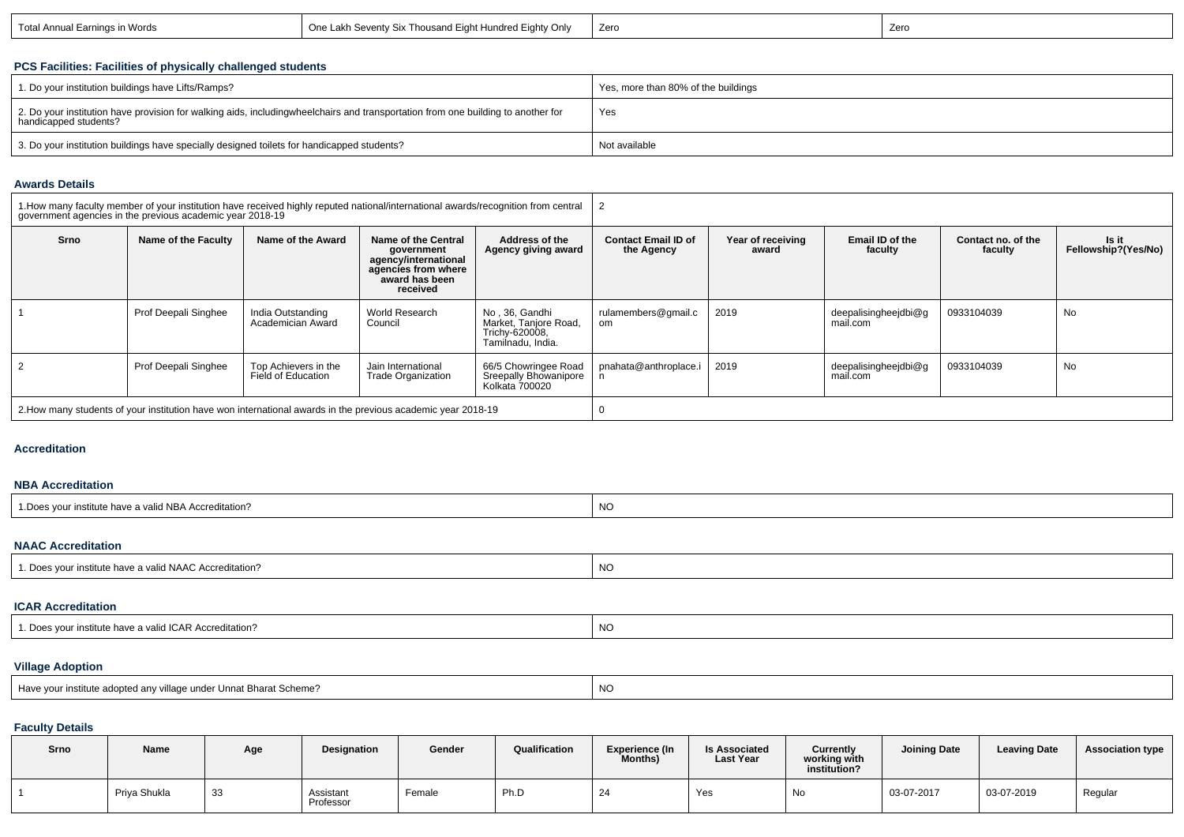| Total Annual Earnings in Words | One Lakh Seventy Six Thousand Eight Hundred Eighty Only | Zero | Zero |
|---|---|---|---|

### PCS Facilities: Facilities of physically challenged students

| 1. Do your institution buildings have Lifts/Ramps? | Yes, more than 80% of the buildings |
|---|---|
| 2. Do your institution have provision for walking aids, includingwheelchairs and transportation from one building to another for handicapped students? | Yes |
| 3. Do your institution buildings have specially designed toilets for handicapped students? | Not available |

### Awards Details

| 1.How many faculty member of your institution have received highly reputed national/international awards/recognition from central government agencies in the previous academic year 2018-19 | | | | | 2 | | | | |
|---|---|---|---|---|---|---|---|---|---|
| Srno | Name of the Faculty | Name of the Award | Name of the Central government agency/international agencies from where award has been received | Address of the Agency giving award | Contact Email ID of the Agency | Year of receiving award | Email ID of the faculty | Contact no. of the faculty | Is it Fellowship?(Yes/No) |
| 1 | Prof Deepali Singhee | India Outstanding Academician Award | World Research Council | No , 36, Gandhi Market, Tanjore Road, Trichy-620008, Tamilnadu, India. | rulamembers@gmail.com | 2019 | deepalisingheejdbi@gmail.com | 0933104039 | No |
| 2 | Prof Deepali Singhee | Top Achievers in the Field of Education | Jain International Trade Organization | 66/5 Chowringee Road Sreepally Bhowanipore Kolkata 700020 | pnahata@anthroplace.in | 2019 | deepalisingheejdbi@gmail.com | 0933104039 | No |
| 2.How many students of your institution have won international awards in the previous academic year 2018-19 | | | | | 0 | | | | |

### Accreditation

#### NBA Accreditation

| 1.Does your institute have a valid NBA Accreditation? | NO |
|---|---|

#### NAAC Accreditation

| 1. Does your institute have a valid NAAC Accreditation? | NO |
|---|---|

#### ICAR Accreditation

| 1. Does your institute have a valid ICAR Accreditation? | NO |
|---|---|

### Village Adoption

| Have your institute adopted any village under Unnat Bharat Scheme? | NO |
|---|---|

### Faculty Details

| Srno | Name | Age | Designation | Gender | Qualification | Experience (In Months) | Is Associated Last Year | Currently working with institution? | Joining Date | Leaving Date | Association type |
|---|---|---|---|---|---|---|---|---|---|---|---|
| 1 | Priya Shukla | 33 | Assistant Professor | Female | Ph.D | 24 | Yes | No | 03-07-2017 | 03-07-2019 | Regular |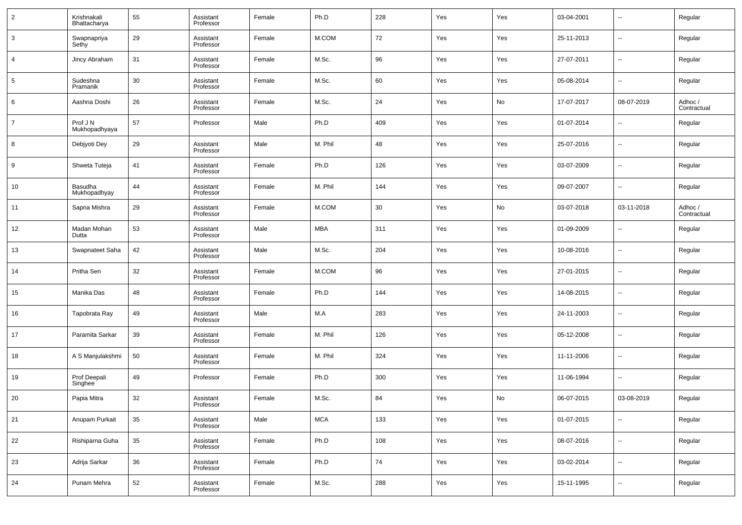| | | | | | | | | | | | |
|---|---|---|---|---|---|---|---|---|---|---|---|
| 2 | Krishnakali Bhattacharya | 55 | Assistant Professor | Female | Ph.D | 228 | Yes | Yes | 03-04-2001 | -- | Regular |
| 3 | Swapnapriya Sethy | 29 | Assistant Professor | Female | M.COM | 72 | Yes | Yes | 25-11-2013 | -- | Regular |
| 4 | Jincy Abraham | 31 | Assistant Professor | Female | M.Sc. | 96 | Yes | Yes | 27-07-2011 | -- | Regular |
| 5 | Sudeshna Pramanik | 30 | Assistant Professor | Female | M.Sc. | 60 | Yes | Yes | 05-08-2014 | -- | Regular |
| 6 | Aashna Doshi | 26 | Assistant Professor | Female | M.Sc. | 24 | Yes | No | 17-07-2017 | 08-07-2019 | Adhoc / Contractual |
| 7 | Prof J N Mukhopadhyaya | 57 | Professor | Male | Ph.D | 409 | Yes | Yes | 01-07-2014 | -- | Regular |
| 8 | Debjyoti Dey | 29 | Assistant Professor | Male | M. Phil | 48 | Yes | Yes | 25-07-2016 | -- | Regular |
| 9 | Shweta Tuteja | 41 | Assistant Professor | Female | Ph.D | 126 | Yes | Yes | 03-07-2009 | -- | Regular |
| 10 | Basudha Mukhopadhyay | 44 | Assistant Professor | Female | M. Phil | 144 | Yes | Yes | 09-07-2007 | -- | Regular |
| 11 | Sapna Mishra | 29 | Assistant Professor | Female | M.COM | 30 | Yes | No | 03-07-2018 | 03-11-2018 | Adhoc / Contractual |
| 12 | Madan Mohan Dutta | 53 | Assistant Professor | Male | MBA | 311 | Yes | Yes | 01-09-2009 | -- | Regular |
| 13 | Swapnateet Saha | 42 | Assistant Professor | Male | M.Sc. | 204 | Yes | Yes | 10-08-2016 | -- | Regular |
| 14 | Pritha Sen | 32 | Assistant Professor | Female | M.COM | 96 | Yes | Yes | 27-01-2015 | -- | Regular |
| 15 | Manika Das | 48 | Assistant Professor | Female | Ph.D | 144 | Yes | Yes | 14-08-2015 | -- | Regular |
| 16 | Tapobrata Ray | 49 | Assistant Professor | Male | M.A | 283 | Yes | Yes | 24-11-2003 | -- | Regular |
| 17 | Paramita Sarkar | 39 | Assistant Professor | Female | M. Phil | 126 | Yes | Yes | 05-12-2008 | -- | Regular |
| 18 | A S Manjulakshmi | 50 | Assistant Professor | Female | M. Phil | 324 | Yes | Yes | 11-11-2006 | -- | Regular |
| 19 | Prof Deepali Singhee | 49 | Professor | Female | Ph.D | 300 | Yes | Yes | 11-06-1994 | -- | Regular |
| 20 | Papia Mitra | 32 | Assistant Professor | Female | M.Sc. | 84 | Yes | No | 06-07-2015 | 03-08-2019 | Regular |
| 21 | Anupam Purkait | 35 | Assistant Professor | Male | MCA | 133 | Yes | Yes | 01-07-2015 | -- | Regular |
| 22 | Rishiparna Guha | 35 | Assistant Professor | Female | Ph.D | 108 | Yes | Yes | 08-07-2016 | -- | Regular |
| 23 | Adrija Sarkar | 36 | Assistant Professor | Female | Ph.D | 74 | Yes | Yes | 03-02-2014 | -- | Regular |
| 24 | Punam Mehra | 52 | Assistant Professor | Female | M.Sc. | 288 | Yes | Yes | 15-11-1995 | -- | Regular |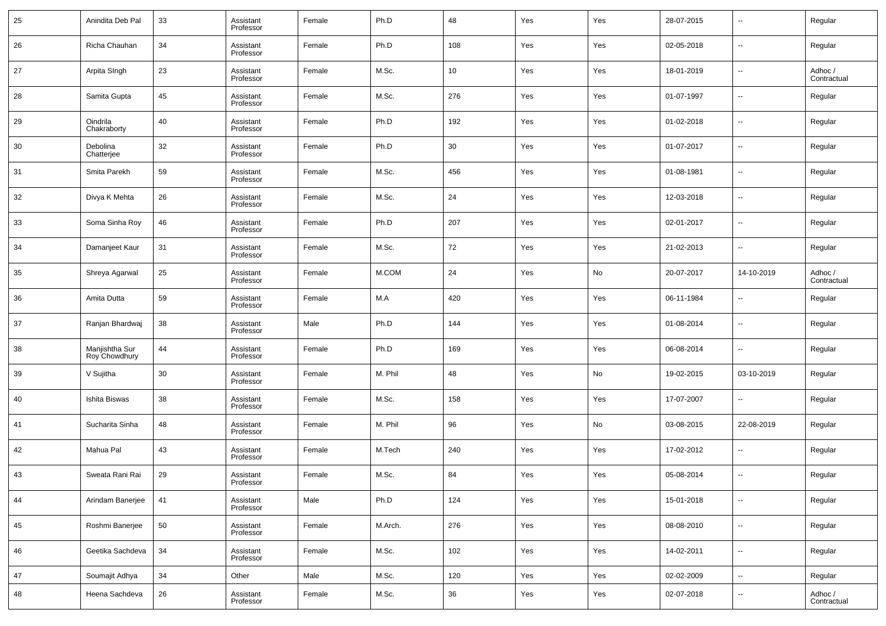| 25 | Anindita Deb Pal | 33 | Assistant Professor | Female | Ph.D | 48 | Yes | Yes | 28-07-2015 | -- | Regular |
|---|---|---|---|---|---|---|---|---|---|---|---|
| 26 | Richa Chauhan | 34 | Assistant Professor | Female | Ph.D | 108 | Yes | Yes | 02-05-2018 | -- | Regular |
| 27 | Arpita SIngh | 23 | Assistant Professor | Female | M.Sc. | 10 | Yes | Yes | 18-01-2019 | -- | Adhoc / Contractual |
| 28 | Samita Gupta | 45 | Assistant Professor | Female | M.Sc. | 276 | Yes | Yes | 01-07-1997 | -- | Regular |
| 29 | Oindrila Chakraborty | 40 | Assistant Professor | Female | Ph.D | 192 | Yes | Yes | 01-02-2018 | -- | Regular |
| 30 | Debolina Chatterjee | 32 | Assistant Professor | Female | Ph.D | 30 | Yes | Yes | 01-07-2017 | -- | Regular |
| 31 | Smita Parekh | 59 | Assistant Professor | Female | M.Sc. | 456 | Yes | Yes | 01-08-1981 | -- | Regular |
| 32 | Divya K Mehta | 26 | Assistant Professor | Female | M.Sc. | 24 | Yes | Yes | 12-03-2018 | -- | Regular |
| 33 | Soma Sinha Roy | 46 | Assistant Professor | Female | Ph.D | 207 | Yes | Yes | 02-01-2017 | -- | Regular |
| 34 | Damanjeet Kaur | 31 | Assistant Professor | Female | M.Sc. | 72 | Yes | Yes | 21-02-2013 | -- | Regular |
| 35 | Shreya Agarwal | 25 | Assistant Professor | Female | M.COM | 24 | Yes | No | 20-07-2017 | 14-10-2019 | Adhoc / Contractual |
| 36 | Amita Dutta | 59 | Assistant Professor | Female | M.A | 420 | Yes | Yes | 06-11-1984 | -- | Regular |
| 37 | Ranjan Bhardwaj | 38 | Assistant Professor | Male | Ph.D | 144 | Yes | Yes | 01-08-2014 | -- | Regular |
| 38 | Manjishtha Sur Roy Chowdhury | 44 | Assistant Professor | Female | Ph.D | 169 | Yes | Yes | 06-08-2014 | -- | Regular |
| 39 | V Sujitha | 30 | Assistant Professor | Female | M. Phil | 48 | Yes | No | 19-02-2015 | 03-10-2019 | Regular |
| 40 | Ishita Biswas | 38 | Assistant Professor | Female | M.Sc. | 158 | Yes | Yes | 17-07-2007 | -- | Regular |
| 41 | Sucharita Sinha | 48 | Assistant Professor | Female | M. Phil | 96 | Yes | No | 03-08-2015 | 22-08-2019 | Regular |
| 42 | Mahua Pal | 43 | Assistant Professor | Female | M.Tech | 240 | Yes | Yes | 17-02-2012 | -- | Regular |
| 43 | Sweata Rani Rai | 29 | Assistant Professor | Female | M.Sc. | 84 | Yes | Yes | 05-08-2014 | -- | Regular |
| 44 | Arindam Banerjee | 41 | Assistant Professor | Male | Ph.D | 124 | Yes | Yes | 15-01-2018 | -- | Regular |
| 45 | Roshmi Banerjee | 50 | Assistant Professor | Female | M.Arch. | 276 | Yes | Yes | 08-08-2010 | -- | Regular |
| 46 | Geetika Sachdeva | 34 | Assistant Professor | Female | M.Sc. | 102 | Yes | Yes | 14-02-2011 | -- | Regular |
| 47 | Soumajit Adhya | 34 | Other | Male | M.Sc. | 120 | Yes | Yes | 02-02-2009 | -- | Regular |
| 48 | Heena Sachdeva | 26 | Assistant Professor | Female | M.Sc. | 36 | Yes | Yes | 02-07-2018 | -- | Adhoc / Contractual |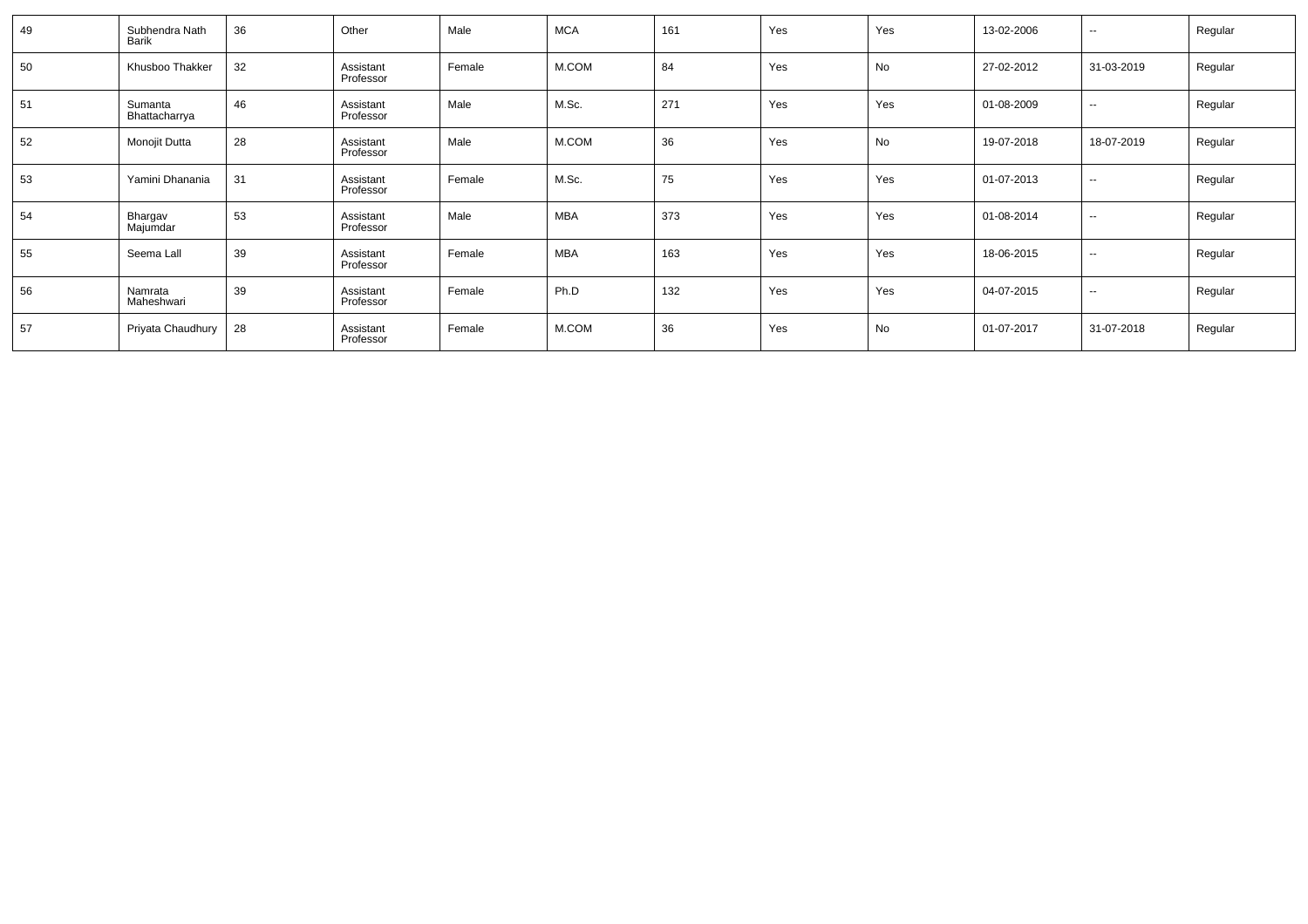| | | | | | | | | | | | |
|---|---|---|---|---|---|---|---|---|---|---|---|
| 49 | Subhendra Nath Barik | 36 | Other | Male | MCA | 161 | Yes | Yes | 13-02-2006 | -- | Regular |
| 50 | Khusboo Thakker | 32 | Assistant Professor | Female | M.COM | 84 | Yes | No | 27-02-2012 | 31-03-2019 | Regular |
| 51 | Sumanta Bhattacharrya | 46 | Assistant Professor | Male | M.Sc. | 271 | Yes | Yes | 01-08-2009 | -- | Regular |
| 52 | Monojit Dutta | 28 | Assistant Professor | Male | M.COM | 36 | Yes | No | 19-07-2018 | 18-07-2019 | Regular |
| 53 | Yamini Dhanania | 31 | Assistant Professor | Female | M.Sc. | 75 | Yes | Yes | 01-07-2013 | -- | Regular |
| 54 | Bhargav Majumdar | 53 | Assistant Professor | Male | MBA | 373 | Yes | Yes | 01-08-2014 | -- | Regular |
| 55 | Seema Lall | 39 | Assistant Professor | Female | MBA | 163 | Yes | Yes | 18-06-2015 | -- | Regular |
| 56 | Namrata Maheshwari | 39 | Assistant Professor | Female | Ph.D | 132 | Yes | Yes | 04-07-2015 | -- | Regular |
| 57 | Priyata Chaudhury | 28 | Assistant Professor | Female | M.COM | 36 | Yes | No | 01-07-2017 | 31-07-2018 | Regular |